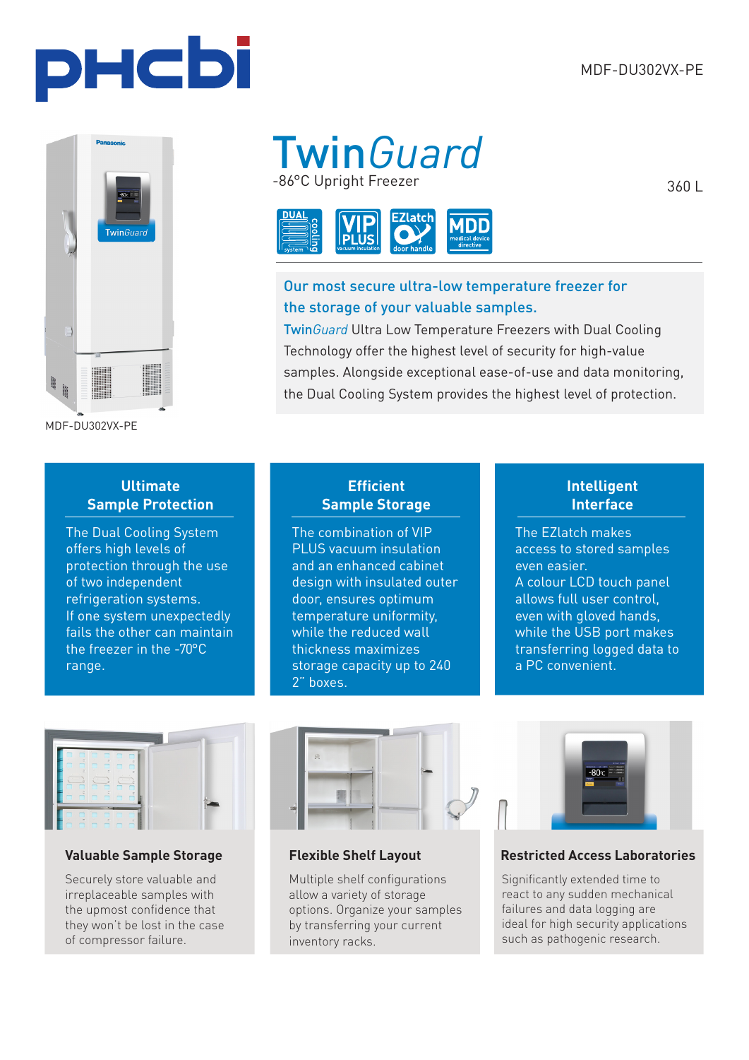MDF-DU302VX-PE

# TwinGuard

-86°C Upright Freezer

360 L

MDF-DU302VX-PE

**Our most secure ultra-low temperature freezer for the storage of your valuable samples.**

TwinGuard Ultra Low Temperature Freezers with Dual Cooling Technology offer the highest level of security for high-value samples. Alongside exceptional ease-of-use and data monitoring, the Dual Cooling System provides the highest level of protection.

## Ultimate Sample Protection

The Dual Cooling System offers high levels of protection through the use of two independent refrigeration systems. If one system unexpectedly fails the other can maintain the freezer in the -70°C range.

## Efficient Sample Storage

The combination of VIP PLUS vacuum insulation and an enhanced cabinet design with insulated outer door, ensures optimum temperature uniformity, while the reduced wall thickness maximizes storage capacity up to 240 2" boxes.

## Intelligent Interface

The EZlatch makes access to stored samples even easier. A colour LCD touch panel allows full user control, even with gloved hands, while the USB port makes transferring logged data to a PC convenient.

### Valuable Sample Storage

Securely store valuable and irreplaceable samples with the upmost confidence that they won't be lost in the case of compressor failure.

### Flexible Shelf Layout

Multiple shelf configurations allow a variety of storage options. Organize your samples by transferring your current inventory racks.

### Restricted Access Laboratories

Significantly extended time to react to any sudden mechanical failures and data logging are ideal for high security applications such as pathogenic research.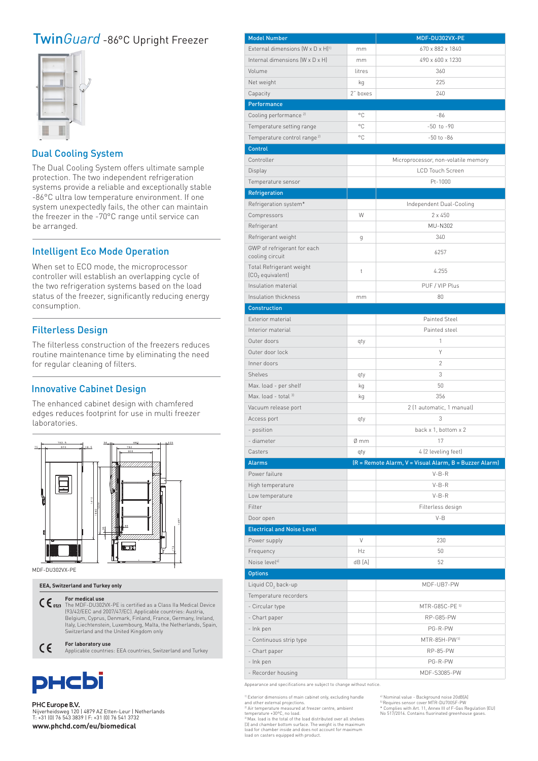# *TwinGuard* -86°C Upright Freezer

## Dual Cooling System

The Dual Cooling System offers ultimate sample protection. The two independent refrigeration systems provide a reliable and exceptionally stable -86°C ultra low temperature environment. If one system unexpectedly fails, the other can maintain the freezer in the -70°C range until service can be arranged.

## Intelligent Eco Mode Operation

When set to ECO mode, the microprocessor controller will establish an overlapping cycle of the two refrigeration systems based on the load status of the freezer, significantly reducing energy consumption.

## Filterless Design

The filterless construction of the freezers reduces routine maintenance time by eliminating the need for regular cleaning of filters.

## Innovative Cabinet Design

The enhanced cabinet design with chamfered edges reduces footprint for use in multi freezer laboratories.

75
762.5
670
19.5
34
882
105
783
802
1410
1840
1230
25
55
1487
713

MDF-DU302VX-PE

**EEA, Switzerland and Turkey only**

**For medical use**
CE 0123 The MDF-DU302VX-PE is certified as a Class IIa Medical Device (93/42/EEC and 2007/47/EC). Applicable countries: Austria, Belgium, Cyprus, Denmark, Finland, France, Germany, Ireland, Italy, Liechtenstein, Luxembourg, Malta, the Netherlands, Spain, Switzerland and the United Kingdom only

**For laboratory use**
CE Applicable countries: EEA countries, Switzerland and Turkey

PHCbi

PHC Europe B.V.
Nijverheidsweg 120 | 4879 AZ Etten-Leur | Netherlands
T: +31 (0) 76 543 3839 | F: +31 (0) 76 541 3732
**www.phchd.com/eu/biomedical**

| Model Number | | MDF-DU302VX-PE |
|---|---|---|
| External dimensions (W x D x H)[1] | mm | 670 x 882 x 1840 |
| Internal dimensions (W x D x H) | mm | 490 x 600 x 1230 |
| Volume | litres | 360 |
| Net weight | kg | 225 |
| Capacity | 2" boxes | 240 |
| **Performance** | | |
| Cooling performance [2] | °C | -86 |
| Temperature setting range | °C | -50 to -90 |
| Temperature control range [2] | °C | -50 to -86 |
| **Control** | | |
| Controller | | Microprocessor, non-volatile memory |
| Display | | LCD Touch Screen |
| Temperature sensor | | Pt-1000 |
| **Refrigeration** | | |
| Refrigeration system* | | Independent Dual-Cooling |
| Compressors | W | 2 x 450 |
| Refrigerant | | MU-N302 |
| Refrigerant weight | g | 340 |
| GWP of refrigerant for each cooling circuit | | 6257 |
| Total Refrigerant weight ($CO_2$ equivalent) | t | 4.255 |
| Insulation material | | PUF / VIP Plus |
| Insulation thickness | mm | 80 |
| **Construction** | | |
| Exterior material | | Painted Steel |
| Interior material | | Painted steel |
| Outer doors | qty | 1 |
| Outer door lock | | Y |
| Inner doors | | 2 |
| Shelves | qty | 3 |
| Max. load - per shelf | kg | 50 |
| Max. load - total [3] | kg | 356 |
| Vacuum release port | | 2 (1 automatic, 1 manual) |
| Access port | qty | 3 |
| - position | | back x 1, bottom x 2 |
| - diameter | Ø mm | 17 |
| Casters | qty | 4 (2 leveling feet) |
| **Alarms** | | (R = Remote Alarm, V = Visual Alarm, B = Buzzer Alarm) |
| Power failure | | V-B-R |
| High temperature | | V-B-R |
| Low temperature | | V-B-R |
| Filter | | Filterless design |
| Door open | | V-B |
| **Electrical and Noise Level** | | |
| Power supply | V | 230 |
| Frequency | Hz | 50 |
| Noise level[4] | dB (A) | 52 |
| **Options** | | |
| Liquid $CO_2$ back-up | | MDF-UB7-PW |
| Temperature recorders | | |
| - Circular type | | MTR-G85C-PE [5] |
| - Chart paper | | RP-G85-PW |
| - Ink pen | | PG-R-PW |
| - Continuous strip type | | MTR-85H-PW [5] |
| - Chart paper | | RP-85-PW |
| - Ink pen | | PG-R-PW |
| - Recorder housing | | MDF-S3085-PW |

Appearance and specifications are subject to change without notice.

[1] Exterior dimensions of main cabinet only, excluding handle and other external projections.
[2] Air temperature measured at freezer centre, ambient temperature +30°C, no load.
[3] Max. load is the total of the load distributed over all shelves (3) and chamber bottom surface. The weight is the maximum load for chamber inside and does not account for maximum load on casters equipped with product.
[4] Nominal value - Background noise 20dB(A)
[5] Requires sensor cover MTR-DU700SF-PW
* Complies with Art. 11, Annex III of F-Gas Regulation (EU) No 517/2014. Contains fluorinated greenhouse gases.